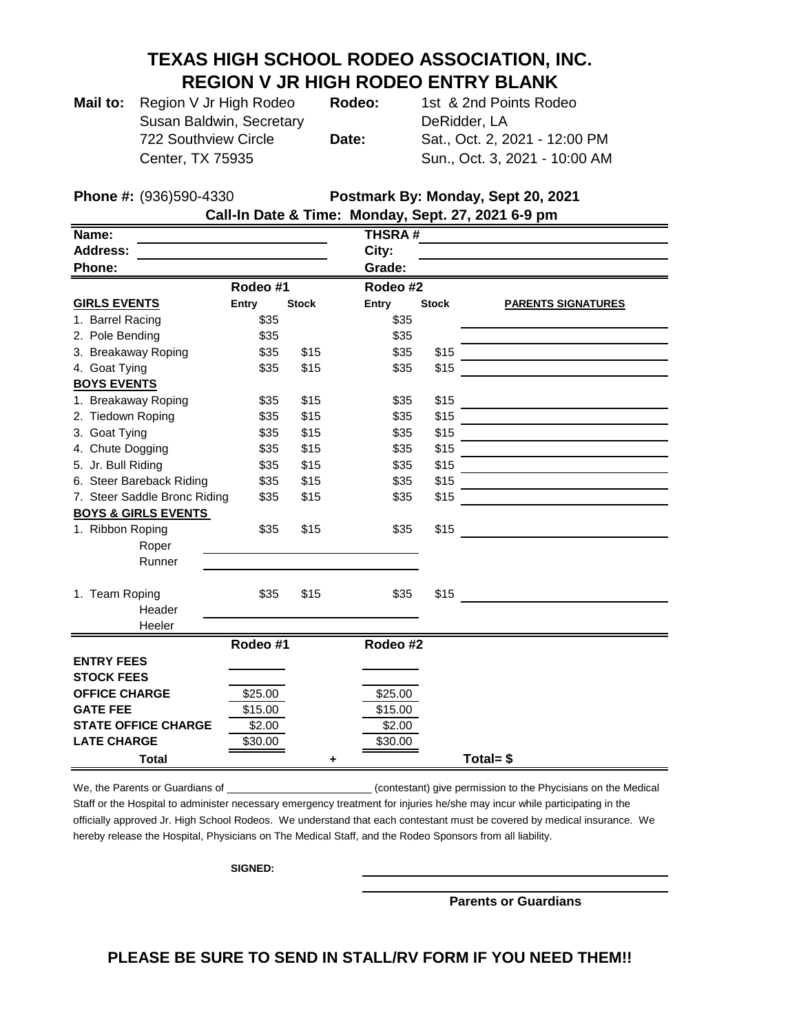# TEXAS HIGH SCHOOL RODEO ASSOCIATION, INC.
## REGION V JR HIGH RODEO ENTRY BLANK

**Mail to:** Region V Jr High Rodeo
Susan Baldwin, Secretary
722 Southview Circle
Center, TX 75935

**Rodeo:** 1st & 2nd Points Rodeo
DeRidder, LA

**Date:** Sat., Oct. 2, 2021 - 12:00 PM
Sun., Oct. 3, 2021 - 10:00 AM

**Phone #:** (936)590-4330

**Postmark By: Monday, Sept 20, 2021**

**Call-In Date & Time: Monday, Sept. 27, 2021 6-9 pm**

**Name:** ____________________ **THSRA #** ____________________
**Address:** ____________________ **City:** ____________________
**Phone:** ____________________ **Grade:** ____________________

| | Rodeo #1 | | Rodeo #2 | | |
|---|---|---|---|---|---|
| **GIRLS EVENTS** | **Entry** | **Stock** | **Entry** | **Stock** | **PARENTS SIGNATURES** |
| 1. Barrel Racing | $35 | | $35 | | |
| 2. Pole Bending | $35 | | $35 | | |
| 3. Breakaway Roping | $35 | $15 | $35 | $15 | |
| 4. Goat Tying | $35 | $15 | $35 | $15 | |
| **BOYS EVENTS** | | | | | |
| 1. Breakaway Roping | $35 | $15 | $35 | $15 | |
| 2. Tiedown Roping | $35 | $15 | $35 | $15 | |
| 3. Goat Tying | $35 | $15 | $35 | $15 | |
| 4. Chute Dogging | $35 | $15 | $35 | $15 | |
| 5. Jr. Bull Riding | $35 | $15 | $35 | $15 | |
| 6. Steer Bareback Riding | $35 | $15 | $35 | $15 | |
| 7. Steer Saddle Bronc Riding | $35 | $15 | $35 | $15 | |
| **BOYS & GIRLS EVENTS** | | | | | |
| 1. Ribbon Roping | $35 | $15 | $35 | $15 | |
| Roper | | | | | |
| Runner | | | | | |
| 1. Team Roping | $35 | $15 | $35 | $15 | |
| Header | | | | | |
| Heeler | | | | | |

| | Rodeo #1 | | Rodeo #2 | |
|---|---|---|---|---|
| **ENTRY FEES** | | | | |
| **STOCK FEES** | | | | |
| **OFFICE CHARGE** | $25.00 | | $25.00 | |
| **GATE FEE** | $15.00 | | $15.00 | |
| **STATE OFFICE CHARGE** | $2.00 | | $2.00 | |
| **LATE CHARGE** | $30.00 | | $30.00 | |
| **Total** | | + | | **Total= $** |

We, the Parents or Guardians of ____________________ (contestant) give permission to the Phycisians on the Medical Staff or the Hospital to administer necessary emergency treatment for injuries he/she may incur while participating in the officially approved Jr. High School Rodeos. We understand that each contestant must be covered by medical insurance. We hereby release the Hospital, Physicians on The Medical Staff, and the Rodeo Sponsors from all liability.

**SIGNED:** ____________________

____________________
**Parents or Guardians**

**PLEASE BE SURE TO SEND IN STALL/RV FORM IF YOU NEED THEM!!**